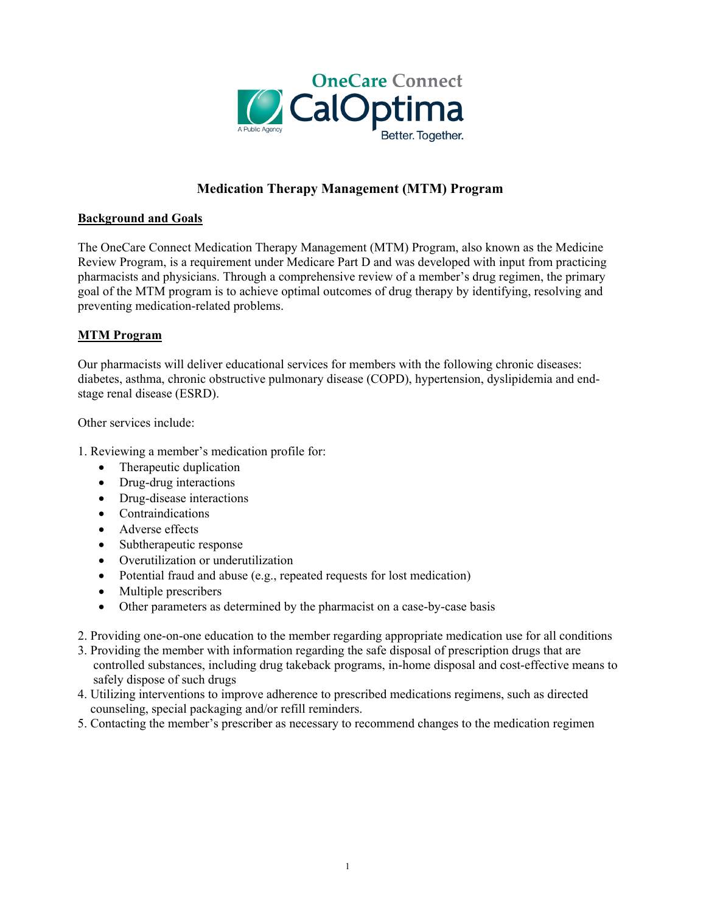OneCare Connect CalOptima

A Public Agency

Better. Together.

# Medication Therapy Management (MTM) Program

## Background and Goals

The OneCare Connect Medication Therapy Management (MTM) Program, also known as the Medicine Review Program, is a requirement under Medicare Part D and was developed with input from practicing pharmacists and physicians. Through a comprehensive review of a member's drug regimen, the primary goal of the MTM program is to achieve optimal outcomes of drug therapy by identifying, resolving and preventing medication-related problems.

## MTM Program

Our pharmacists will deliver educational services for members with the following chronic diseases: diabetes, asthma, chronic obstructive pulmonary disease (COPD), hypertension, dyslipidemia and end-stage renal disease (ESRD).

Other services include:

1. Reviewing a member's medication profile for:
   - Therapeutic duplication
   - Drug-drug interactions
   - Drug-disease interactions
   - Contraindications
   - Adverse effects
   - Subtherapeutic response
   - Overutilization or underutilization
   - Potential fraud and abuse (e.g., repeated requests for lost medication)
   - Multiple prescribers
   - Other parameters as determined by the pharmacist on a case-by-case basis

2. Providing one-on-one education to the member regarding appropriate medication use for all conditions
3. Providing the member with information regarding the safe disposal of prescription drugs that are controlled substances, including drug takeback programs, in-home disposal and cost-effective means to safely dispose of such drugs
4. Utilizing interventions to improve adherence to prescribed medications regimens, such as directed counseling, special packaging and/or refill reminders.
5. Contacting the member's prescriber as necessary to recommend changes to the medication regimen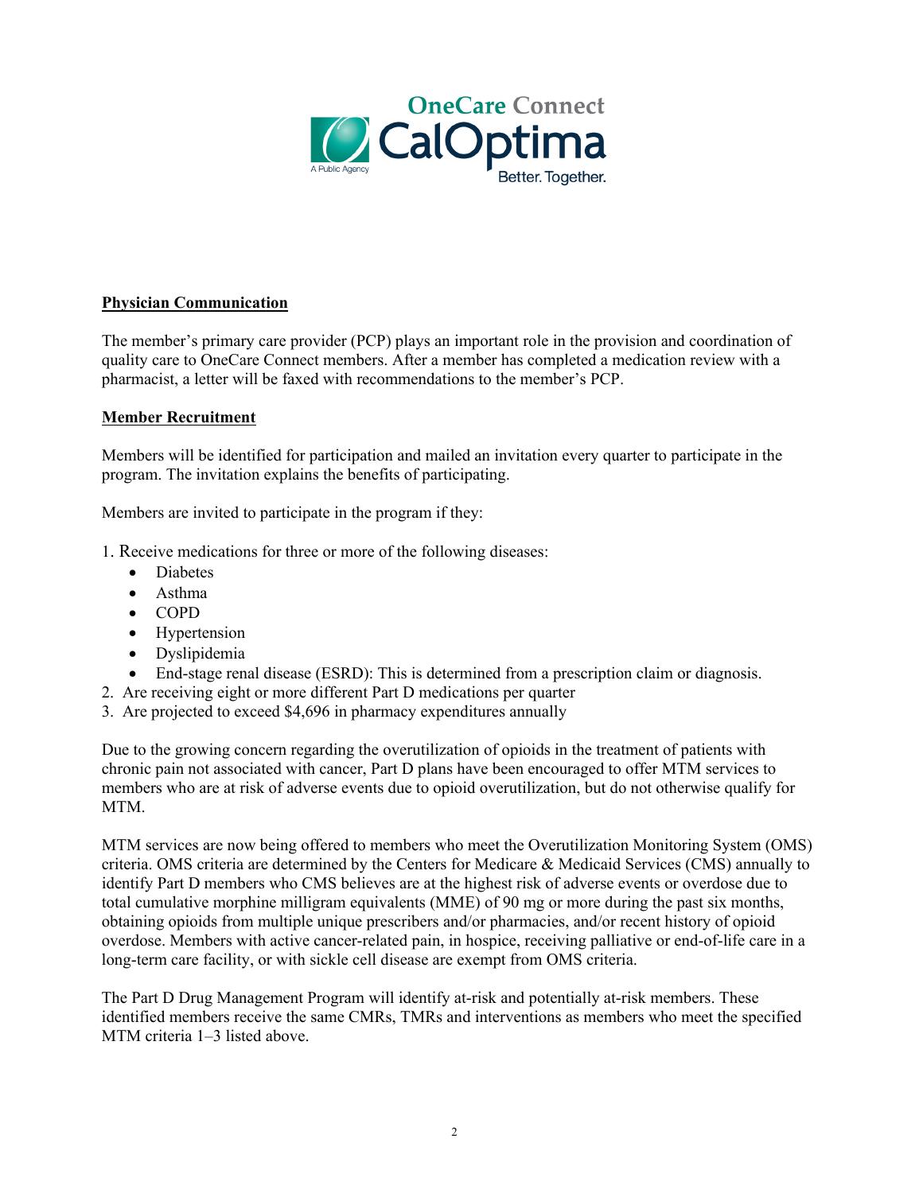**Physician Communication**

The member's primary care provider (PCP) plays an important role in the provision and coordination of quality care to OneCare Connect members. After a member has completed a medication review with a pharmacist, a letter will be faxed with recommendations to the member's PCP.

**Member Recruitment**

Members will be identified for participation and mailed an invitation every quarter to participate in the program. The invitation explains the benefits of participating.

Members are invited to participate in the program if they:

1. Receive medications for three or more of the following diseases:
   - Diabetes
   - Asthma
   - COPD
   - Hypertension
   - Dyslipidemia
   - End-stage renal disease (ESRD): This is determined from a prescription claim or diagnosis.
2. Are receiving eight or more different Part D medications per quarter
3. Are projected to exceed $4,696 in pharmacy expenditures annually

Due to the growing concern regarding the overutilization of opioids in the treatment of patients with chronic pain not associated with cancer, Part D plans have been encouraged to offer MTM services to members who are at risk of adverse events due to opioid overutilization, but do not otherwise qualify for MTM.

MTM services are now being offered to members who meet the Overutilization Monitoring System (OMS) criteria. OMS criteria are determined by the Centers for Medicare & Medicaid Services (CMS) annually to identify Part D members who CMS believes are at the highest risk of adverse events or overdose due to total cumulative morphine milligram equivalents (MME) of 90 mg or more during the past six months, obtaining opioids from multiple unique prescribers and/or pharmacies, and/or recent history of opioid overdose. Members with active cancer-related pain, in hospice, receiving palliative or end-of-life care in a long-term care facility, or with sickle cell disease are exempt from OMS criteria.

The Part D Drug Management Program will identify at-risk and potentially at-risk members. These identified members receive the same CMRs, TMRs and interventions as members who meet the specified MTM criteria 1–3 listed above.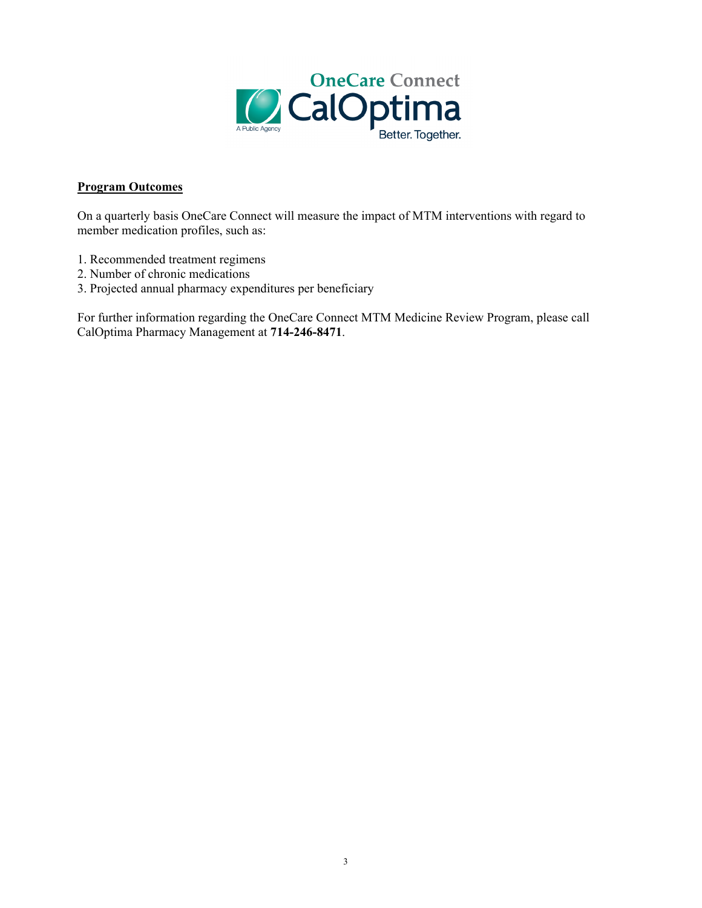**Program Outcomes**

On a quarterly basis OneCare Connect will measure the impact of MTM interventions with regard to member medication profiles, such as:

1. Recommended treatment regimens
2. Number of chronic medications
3. Projected annual pharmacy expenditures per beneficiary

For further information regarding the OneCare Connect MTM Medicine Review Program, please call CalOptima Pharmacy Management at **714-246-8471**.